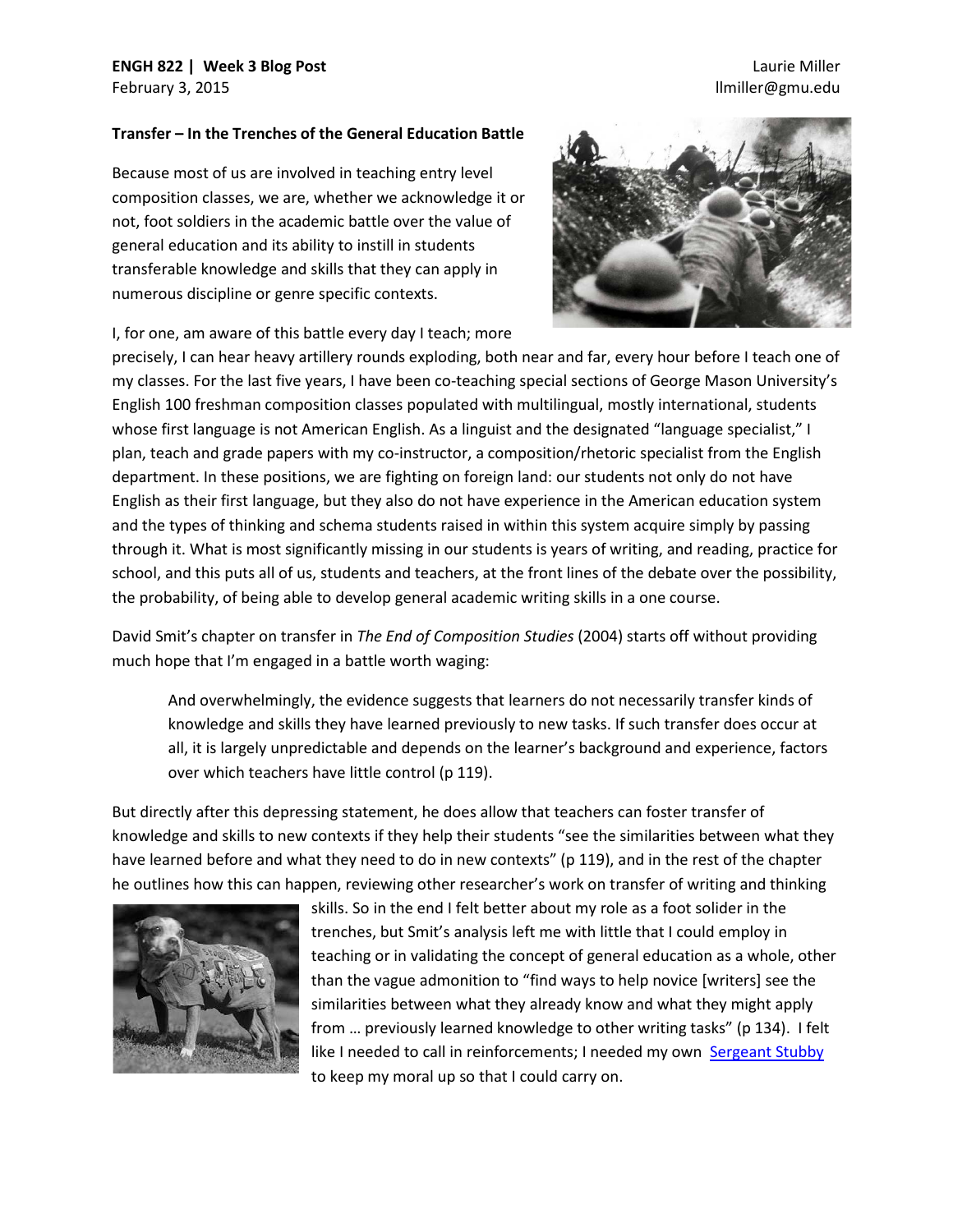**ENGH 822 | Week 3 Blog Post**
February 3, 2015

Laurie Miller
llmiller@gmu.edu

**Transfer – In the Trenches of the General Education Battle**

Because most of us are involved in teaching entry level composition classes, we are, whether we acknowledge it or not, foot soldiers in the academic battle over the value of general education and its ability to instill in students transferable knowledge and skills that they can apply in numerous discipline or genre specific contexts.

I, for one, am aware of this battle every day I teach; more precisely, I can hear heavy artillery rounds exploding, both near and far, every hour before I teach one of my classes. For the last five years, I have been co-teaching special sections of George Mason University's English 100 freshman composition classes populated with multilingual, mostly international, students whose first language is not American English. As a linguist and the designated "language specialist," I plan, teach and grade papers with my co-instructor, a composition/rhetoric specialist from the English department. In these positions, we are fighting on foreign land: our students not only do not have English as their first language, but they also do not have experience in the American education system and the types of thinking and schema students raised in within this system acquire simply by passing through it. What is most significantly missing in our students is years of writing, and reading, practice for school, and this puts all of us, students and teachers, at the front lines of the debate over the possibility, the probability, of being able to develop general academic writing skills in a one course.

David Smit's chapter on transfer in *The End of Composition Studies* (2004) starts off without providing much hope that I'm engaged in a battle worth waging:

> And overwhelmingly, the evidence suggests that learners do not necessarily transfer kinds of knowledge and skills they have learned previously to new tasks. If such transfer does occur at all, it is largely unpredictable and depends on the learner's background and experience, factors over which teachers have little control (p 119).

But directly after this depressing statement, he does allow that teachers can foster transfer of knowledge and skills to new contexts if they help their students "see the similarities between what they have learned before and what they need to do in new contexts" (p 119), and in the rest of the chapter he outlines how this can happen, reviewing other researcher's work on transfer of writing and thinking skills. So in the end I felt better about my role as a foot solider in the trenches, but Smit's analysis left me with little that I could employ in teaching or in validating the concept of general education as a whole, other than the vague admonition to "find ways to help novice [writers] see the similarities between what they already know and what they might apply from … previously learned knowledge to other writing tasks" (p 134). I felt like I needed to call in reinforcements; I needed my own Sergeant Stubby to keep my moral up so that I could carry on.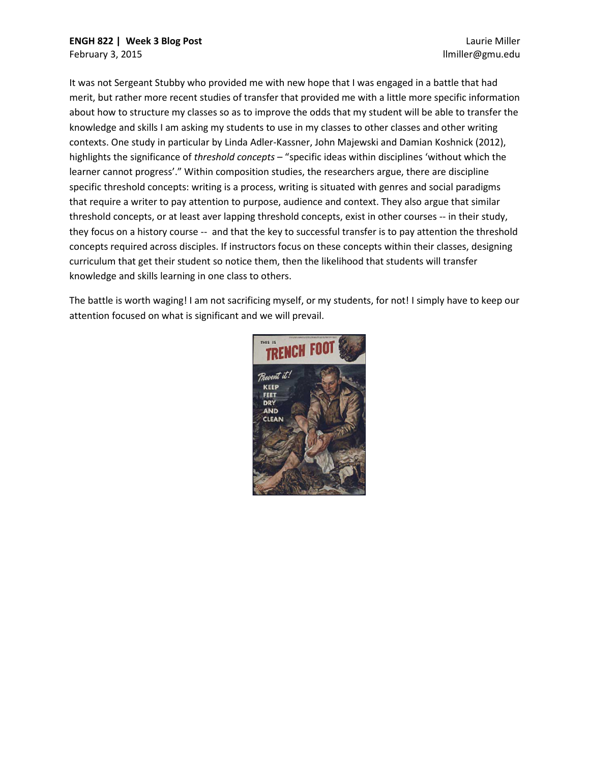It was not Sergeant Stubby who provided me with new hope that I was engaged in a battle that had merit, but rather more recent studies of transfer that provided me with a little more specific information about how to structure my classes so as to improve the odds that my student will be able to transfer the knowledge and skills I am asking my students to use in my classes to other classes and other writing contexts. One study in particular by Linda Adler-Kassner, John Majewski and Damian Koshnick (2012), highlights the significance of *threshold concepts* – "specific ideas within disciplines 'without which the learner cannot progress'." Within composition studies, the researchers argue, there are discipline specific threshold concepts: writing is a process, writing is situated with genres and social paradigms that require a writer to pay attention to purpose, audience and context. They also argue that similar threshold concepts, or at least aver lapping threshold concepts, exist in other courses -- in their study, they focus on a history course -- and that the key to successful transfer is to pay attention the threshold concepts required across disciples. If instructors focus on these concepts within their classes, designing curriculum that get their student so notice them, then the likelihood that students will transfer knowledge and skills learning in one class to others.

The battle is worth waging! I am not sacrificing myself, or my students, for not! I simply have to keep our attention focused on what is significant and we will prevail.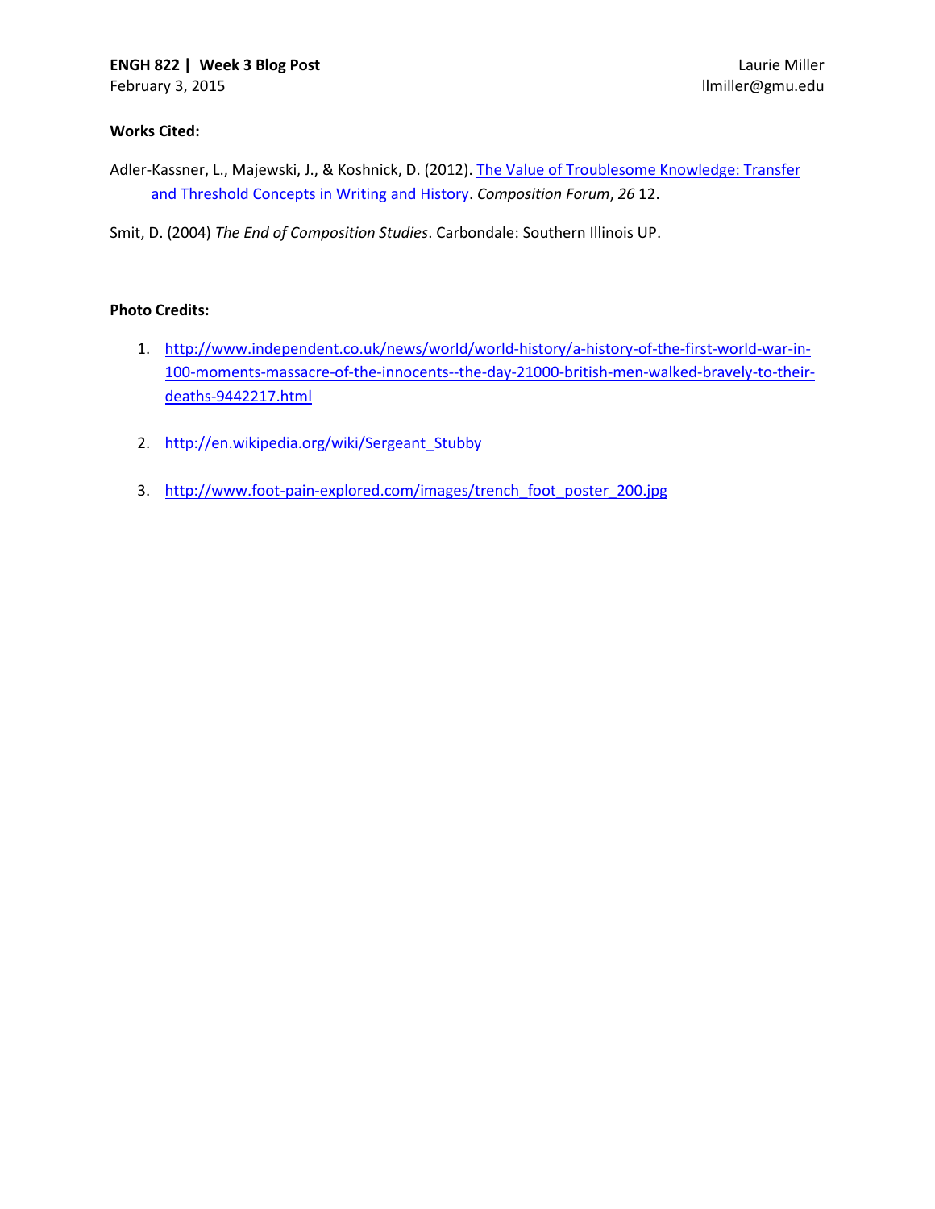**Works Cited:**

Adler-Kassner, L., Majewski, J., & Koshnick, D. (2012). The Value of Troublesome Knowledge: Transfer and Threshold Concepts in Writing and History. *Composition Forum*, *26* 12.

Smit, D. (2004) *The End of Composition Studies*. Carbondale: Southern Illinois UP.

**Photo Credits:**

1. http://www.independent.co.uk/news/world/world-history/a-history-of-the-first-world-war-in-100-moments-massacre-of-the-innocents--the-day-21000-british-men-walked-bravely-to-their-deaths-9442217.html

2. http://en.wikipedia.org/wiki/Sergeant_Stubby

3. http://www.foot-pain-explored.com/images/trench_foot_poster_200.jpg